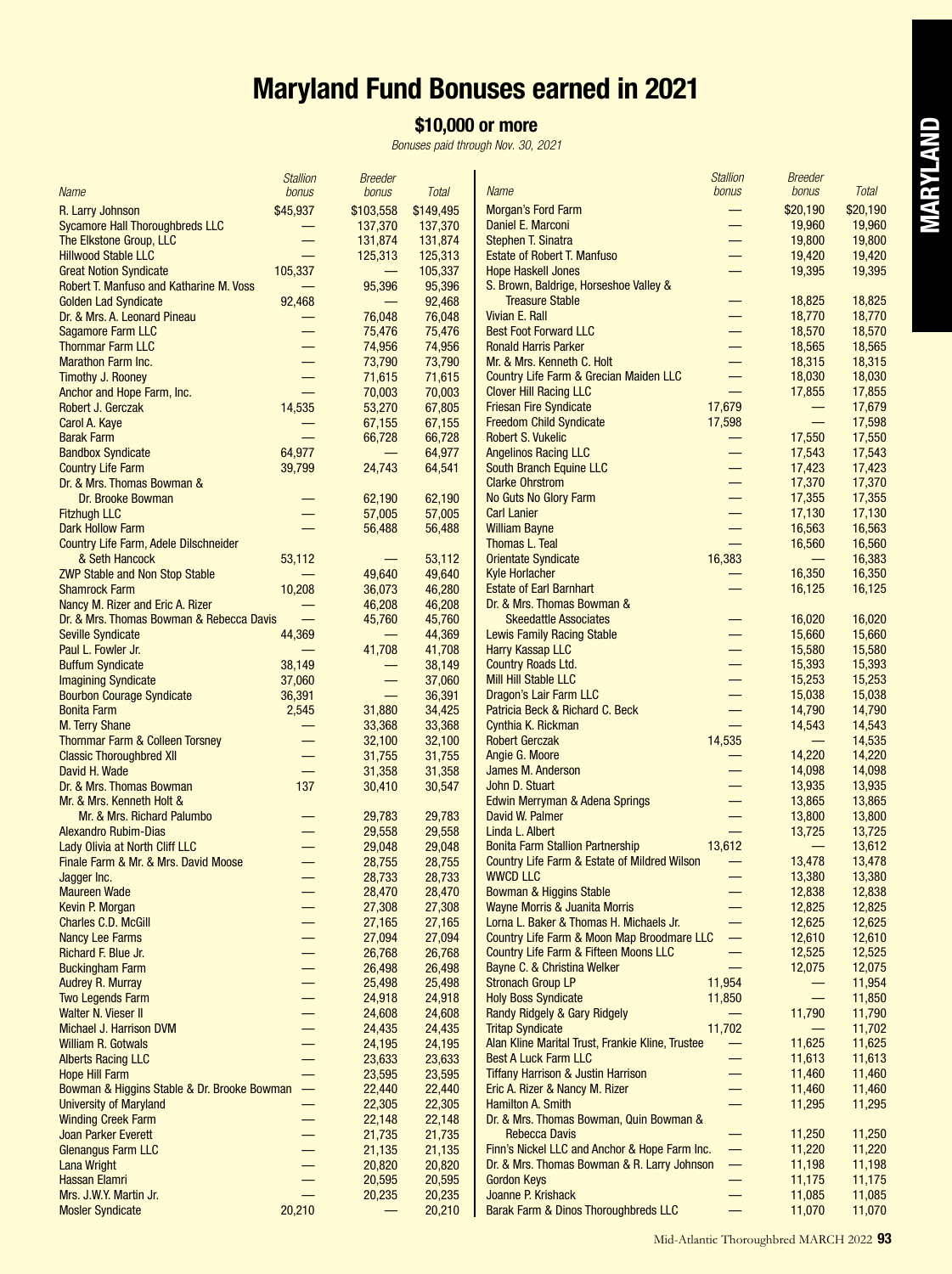# Maryland Fund Bonuses earned in 2021

## $10,000 or more

*Bonuses paid through Nov. 30, 2021*

| Name | Stallion bonus | Breeder bonus | Total |
|---|---|---|---|
| R. Larry Johnson | $45,937 | $103,558 | $149,495 |
| Sycamore Hall Thoroughbreds LLC | — | 137,370 | 137,370 |
| The Elkstone Group, LLC | — | 131,874 | 131,874 |
| Hillwood Stable LLC | — | 125,313 | 125,313 |
| Great Notion Syndicate | 105,337 | — | 105,337 |
| Robert T. Manfuso and Katharine M. Voss | — | 95,396 | 95,396 |
| Golden Lad Syndicate | 92,468 | — | 92,468 |
| Dr. & Mrs. A. Leonard Pineau | — | 76,048 | 76,048 |
| Sagamore Farm LLC | — | 75,476 | 75,476 |
| Thornmar Farm LLC | — | 74,956 | 74,956 |
| Marathon Farm Inc. | — | 73,790 | 73,790 |
| Timothy J. Rooney | — | 71,615 | 71,615 |
| Anchor and Hope Farm, Inc. | — | 70,003 | 70,003 |
| Robert J. Gerczak | 14,535 | 53,270 | 67,805 |
| Carol A. Kaye | — | 67,155 | 67,155 |
| Barak Farm | — | 66,728 | 66,728 |
| Bandbox Syndicate | 64,977 | — | 64,977 |
| Country Life Farm | 39,799 | 24,743 | 64,541 |
| Dr. & Mrs. Thomas Bowman & Dr. Brooke Bowman | — | 62,190 | 62,190 |
| Fitzhugh LLC | — | 57,005 | 57,005 |
| Dark Hollow Farm | — | 56,488 | 56,488 |
| Country Life Farm, Adele Dilschneider & Seth Hancock | 53,112 | — | 53,112 |
| ZWP Stable and Non Stop Stable | — | 49,640 | 49,640 |
| Shamrock Farm | 10,208 | 36,073 | 46,280 |
| Nancy M. Rizer and Eric A. Rizer | — | 46,208 | 46,208 |
| Dr. & Mrs. Thomas Bowman & Rebecca Davis | — | 45,760 | 45,760 |
| Seville Syndicate | 44,369 | — | 44,369 |
| Paul L. Fowler Jr. | — | 41,708 | 41,708 |
| Buffum Syndicate | 38,149 | — | 38,149 |
| Imagining Syndicate | 37,060 | — | 37,060 |
| Bourbon Courage Syndicate | 36,391 | — | 36,391 |
| Bonita Farm | 2,545 | 31,880 | 34,425 |
| M. Terry Shane | — | 33,368 | 33,368 |
| Thornmar Farm & Colleen Torsney | — | 32,100 | 32,100 |
| Classic Thoroughbred XII | — | 31,755 | 31,755 |
| David H. Wade | — | 31,358 | 31,358 |
| Dr. & Mrs. Thomas Bowman | 137 | 30,410 | 30,547 |
| Mr. & Mrs. Kenneth Holt & Mr. & Mrs. Richard Palumbo | — | 29,783 | 29,783 |
| Alexandro Rubim-Dias | — | 29,558 | 29,558 |
| Lady Olivia at North Cliff LLC | — | 29,048 | 29,048 |
| Finale Farm & Mr. & Mrs. David Moose | — | 28,755 | 28,755 |
| Jagger Inc. | — | 28,733 | 28,733 |
| Maureen Wade | — | 28,470 | 28,470 |
| Kevin P. Morgan | — | 27,308 | 27,308 |
| Charles C.D. McGill | — | 27,165 | 27,165 |
| Nancy Lee Farms | — | 27,094 | 27,094 |
| Richard F. Blue Jr. | — | 26,768 | 26,768 |
| Buckingham Farm | — | 26,498 | 26,498 |
| Audrey R. Murray | — | 25,498 | 25,498 |
| Two Legends Farm | — | 24,918 | 24,918 |
| Walter N. Vieser II | — | 24,608 | 24,608 |
| Michael J. Harrison DVM | — | 24,435 | 24,435 |
| William R. Gotwals | — | 24,195 | 24,195 |
| Alberts Racing LLC | — | 23,633 | 23,633 |
| Hope Hill Farm | — | 23,595 | 23,595 |
| Bowman & Higgins Stable & Dr. Brooke Bowman | — | 22,440 | 22,440 |
| University of Maryland | — | 22,305 | 22,305 |
| Winding Creek Farm | — | 22,148 | 22,148 |
| Joan Parker Everett | — | 21,735 | 21,735 |
| Glenangus Farm LLC | — | 21,135 | 21,135 |
| Lana Wright | — | 20,820 | 20,820 |
| Hassan Elamri | — | 20,595 | 20,595 |
| Mrs. J.W.Y. Martin Jr. | — | 20,235 | 20,235 |
| Mosler Syndicate | 20,210 | — | 20,210 |
| Morgan's Ford Farm | — | $20,190 | $20,190 |
| Daniel E. Marconi | — | 19,960 | 19,960 |
| Stephen T. Sinatra | — | 19,800 | 19,800 |
| Estate of Robert T. Manfuso | — | 19,420 | 19,420 |
| Hope Haskell Jones | — | 19,395 | 19,395 |
| S. Brown, Baldrige, Horseshoe Valley & Treasure Stable | — | 18,825 | 18,825 |
| Vivian E. Rall | — | 18,770 | 18,770 |
| Best Foot Forward LLC | — | 18,570 | 18,570 |
| Ronald Harris Parker | — | 18,565 | 18,565 |
| Mr. & Mrs. Kenneth C. Holt | — | 18,315 | 18,315 |
| Country Life Farm & Grecian Maiden LLC | — | 18,030 | 18,030 |
| Clover Hill Racing LLC | — | 17,855 | 17,855 |
| Friesan Fire Syndicate | 17,679 | — | 17,679 |
| Freedom Child Syndicate | 17,598 | — | 17,598 |
| Robert S. Vukelic | — | 17,550 | 17,550 |
| Angelinos Racing LLC | — | 17,543 | 17,543 |
| South Branch Equine LLC | — | 17,423 | 17,423 |
| Clarke Ohrstrom | — | 17,370 | 17,370 |
| No Guts No Glory Farm | — | 17,355 | 17,355 |
| Carl Lanier | — | 17,130 | 17,130 |
| William Bayne | — | 16,563 | 16,563 |
| Thomas L. Teal | — | 16,560 | 16,560 |
| Orientate Syndicate | 16,383 | — | 16,383 |
| Kyle Horlacher | — | 16,350 | 16,350 |
| Estate of Earl Barnhart | — | 16,125 | 16,125 |
| Dr. & Mrs. Thomas Bowman & Skeedattle Associates | — | 16,020 | 16,020 |
| Lewis Family Racing Stable | — | 15,660 | 15,660 |
| Harry Kassap LLC | — | 15,580 | 15,580 |
| Country Roads Ltd. | — | 15,393 | 15,393 |
| Mill Hill Stable LLC | — | 15,253 | 15,253 |
| Dragon's Lair Farm LLC | — | 15,038 | 15,038 |
| Patricia Beck & Richard C. Beck | — | 14,790 | 14,790 |
| Cynthia K. Rickman | — | 14,543 | 14,543 |
| Robert Gerczak | 14,535 | — | 14,535 |
| Angie G. Moore | — | 14,220 | 14,220 |
| James M. Anderson | — | 14,098 | 14,098 |
| John D. Stuart | — | 13,935 | 13,935 |
| Edwin Merryman & Adena Springs | — | 13,865 | 13,865 |
| David W. Palmer | — | 13,800 | 13,800 |
| Linda L. Albert | — | 13,725 | 13,725 |
| Bonita Farm Stallion Partnership | 13,612 | — | 13,612 |
| Country Life Farm & Estate of Mildred Wilson | — | 13,478 | 13,478 |
| WWCD LLC | — | 13,380 | 13,380 |
| Bowman & Higgins Stable | — | 12,838 | 12,838 |
| Wayne Morris & Juanita Morris | — | 12,825 | 12,825 |
| Lorna L. Baker & Thomas H. Michaels Jr. | — | 12,625 | 12,625 |
| Country Life Farm & Moon Map Broodmare LLC | — | 12,610 | 12,610 |
| Country Life Farm & Fifteen Moons LLC | — | 12,525 | 12,525 |
| Bayne C. & Christina Welker | — | 12,075 | 12,075 |
| Stronach Group LP | 11,954 | — | 11,954 |
| Holy Boss Syndicate | 11,850 | — | 11,850 |
| Randy Ridgely & Gary Ridgely | — | 11,790 | 11,790 |
| Tritap Syndicate | 11,702 | — | 11,702 |
| Alan Kline Marital Trust, Frankie Kline, Trustee | — | 11,625 | 11,625 |
| Best A Luck Farm LLC | — | 11,613 | 11,613 |
| Tiffany Harrison & Justin Harrison | — | 11,460 | 11,460 |
| Eric A. Rizer & Nancy M. Rizer | — | 11,460 | 11,460 |
| Hamilton A. Smith | — | 11,295 | 11,295 |
| Dr. & Mrs. Thomas Bowman, Quin Bowman & Rebecca Davis | — | 11,250 | 11,250 |
| Finn's Nickel LLC and Anchor & Hope Farm Inc. | — | 11,220 | 11,220 |
| Dr. & Mrs. Thomas Bowman & R. Larry Johnson | — | 11,198 | 11,198 |
| Gordon Keys | — | 11,175 | 11,175 |
| Joanne P. Krishack | — | 11,085 | 11,085 |
| Barak Farm & Dinos Thoroughbreds LLC | — | 11,070 | 11,070 |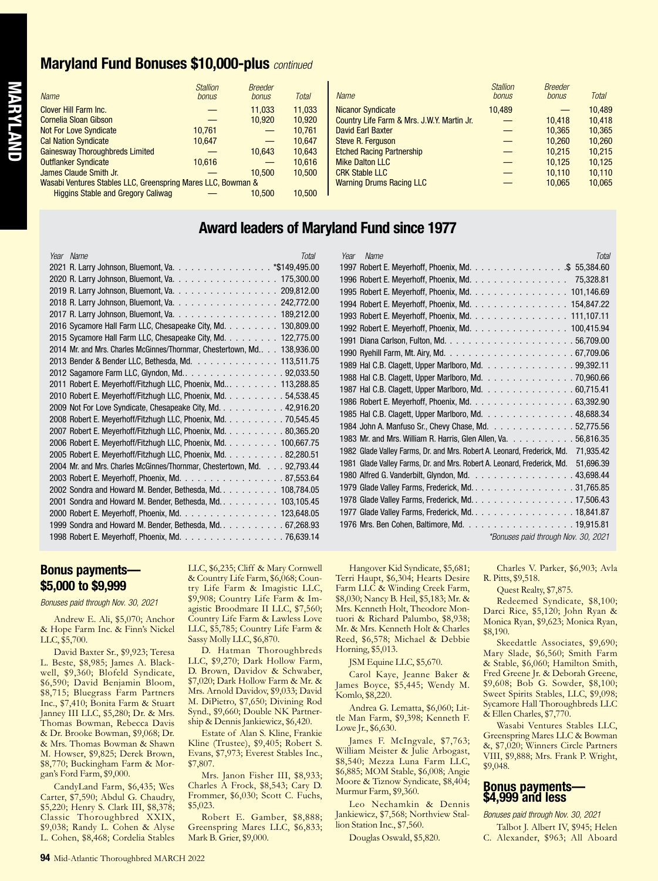## Maryland Fund Bonuses $10,000-plus *continued*

| Name | Stallion bonus | Breeder bonus | Total |
|---|---|---|---|
| Clover Hill Farm Inc. | — | 11,033 | 11,033 |
| Cornelia Sloan Gibson | — | 10,920 | 10,920 |
| Not For Love Syndicate | 10,761 | — | 10,761 |
| Cal Nation Syndicate | 10,647 | — | 10,647 |
| Gainesway Thoroughbreds Limited | — | 10,643 | 10,643 |
| Outflanker Syndicate | 10,616 | — | 10,616 |
| James Claude Smith Jr. | — | 10,500 | 10,500 |
| Wasabi Ventures Stables LLC, Greenspring Mares LLC, Bowman & Higgins Stable and Gregory Caliwag | — | 10,500 | 10,500 |
| Nicanor Syndicate | 10,489 | — | 10,489 |
| Country Life Farm & Mrs. J.W.Y. Martin Jr. | — | 10,418 | 10,418 |
| David Earl Baxter | — | 10,365 | 10,365 |
| Steve R. Ferguson | — | 10,260 | 10,260 |
| Etched Racing Partnership | — | 10,215 | 10,215 |
| Mike Dalton LLC | — | 10,125 | 10,125 |
| CRK Stable LLC | — | 10,110 | 10,110 |
| Warning Drums Racing LLC | — | 10,065 | 10,065 |

## Award leaders of Maryland Fund since 1977

| Year | Name | Total |
|---|---|---|
| 2021 | R. Larry Johnson, Bluemont, Va. | *$149,495.00 |
| 2020 | R. Larry Johnson, Bluemont, Va. | 175,300.00 |
| 2019 | R. Larry Johnson, Bluemont, Va. | 209,812.00 |
| 2018 | R. Larry Johnson, Bluemont, Va. | 242,772.00 |
| 2017 | R. Larry Johnson, Bluemont, Va. | 189,212.00 |
| 2016 | Sycamore Hall Farm LLC, Chesapeake City, Md. | 130,809.00 |
| 2015 | Sycamore Hall Farm LLC, Chesapeake City, Md. | 122,775.00 |
| 2014 | Mr. and Mrs. Charles McGinnes/Thornmar, Chestertown, Md. | 138,936.00 |
| 2013 | Bender & Bender LLC, Bethesda, Md. | 113,511.75 |
| 2012 | Sagamore Farm LLC, Glyndon, Md. | 92,033.50 |
| 2011 | Robert E. Meyerhoff/Fitzhugh LLC, Phoenix, Md. | 113,288.85 |
| 2010 | Robert E. Meyerhoff/Fitzhugh LLC, Phoenix, Md. | 54,538.45 |
| 2009 | Not For Love Syndicate, Chesapeake City, Md. | 42,916.20 |
| 2008 | Robert E. Meyerhoff/Fitzhugh LLC, Phoenix, Md. | 70,545.45 |
| 2007 | Robert E. Meyerhoff/Fitzhugh LLC, Phoenix, Md. | 80,365.20 |
| 2006 | Robert E. Meyerhoff/Fitzhugh LLC, Phoenix, Md. | 100,667.75 |
| 2005 | Robert E. Meyerhoff/Fitzhugh LLC, Phoenix, Md. | 82,280.51 |
| 2004 | Mr. and Mrs. Charles McGinnes/Thornmar, Chestertown, Md. | 92,793.44 |
| 2003 | Robert E. Meyerhoff, Phoenix, Md. | 87,553.64 |
| 2002 | Sondra and Howard M. Bender, Bethesda, Md. | 108,784.05 |
| 2001 | Sondra and Howard M. Bender, Bethesda, Md. | 103,105.45 |
| 2000 | Robert E. Meyerhoff, Phoenix, Md. | 123,648.05 |
| 1999 | Sondra and Howard M. Bender, Bethesda, Md. | 67,268.93 |
| 1998 | Robert E. Meyerhoff, Phoenix, Md. | 76,639.14 |
| 1997 | Robert E. Meyerhoff, Phoenix, Md. | $ 55,384.60 |
| 1996 | Robert E. Meyerhoff, Phoenix, Md. | 75,328.81 |
| 1995 | Robert E. Meyerhoff, Phoenix, Md. | 101,146.69 |
| 1994 | Robert E. Meyerhoff, Phoenix, Md. | 154,847.22 |
| 1993 | Robert E. Meyerhoff, Phoenix, Md. | 111,107.11 |
| 1992 | Robert E. Meyerhoff, Phoenix, Md. | 100,415.94 |
| 1991 | Diana Carlson, Fulton, Md. | 56,709.00 |
| 1990 | Ryehill Farm, Mt. Airy, Md. | 67,709.06 |
| 1989 | Hal C.B. Clagett, Upper Marlboro, Md. | 99,392.11 |
| 1988 | Hal C.B. Clagett, Upper Marlboro, Md. | 70,960.66 |
| 1987 | Hal C.B. Clagett, Upper Marlboro, Md. | 60,715.41 |
| 1986 | Robert E. Meyerhoff, Phoenix, Md. | 63,392.90 |
| 1985 | Hal C.B. Clagett, Upper Marlboro, Md. | 48,688.34 |
| 1984 | John A. Manfuso Sr., Chevy Chase, Md. | 52,775.56 |
| 1983 | Mr. and Mrs. William R. Harris, Glen Allen, Va. | 56,816.35 |
| 1982 | Glade Valley Farms, Dr. and Mrs. Robert A. Leonard, Frederick, Md. | 71,935.42 |
| 1981 | Glade Valley Farms, Dr. and Mrs. Robert A. Leonard, Frederick, Md. | 51,696.39 |
| 1980 | Alfred G. Vanderbilt, Glyndon, Md. | 43,698.44 |
| 1979 | Glade Valley Farms, Frederick, Md. | 31,765.85 |
| 1978 | Glade Valley Farms, Frederick, Md. | 17,506.43 |
| 1977 | Glade Valley Farms, Frederick, Md. | 18,841.87 |
| 1976 | Mrs. Ben Cohen, Baltimore, Md. | 19,915.81 |

*Bonuses paid through Nov. 30, 2021

## Bonus payments— $5,000 to $9,999

*Bonuses paid through Nov. 30, 2021*

Andrew E. Ali, $5,070; Anchor & Hope Farm Inc. & Finn's Nickel LLC, $5,700.

David Baxter Sr., $9,923; Teresa L. Beste, $8,985; James A. Blackwell, $9,360; Blofeld Syndicate, $6,590; David Benjamin Bloom, $8,715; Bluegrass Farm Partners Inc., $7,410; Bonita Farm & Stuart Janney III LLC, $5,280; Dr. & Mrs. Thomas Bowman, Rebecca Davis & Dr. Brooke Bowman, $9,068; Dr. & Mrs. Thomas Bowman & Shawn M. Howser, $9,825; Derek Brown, $8,770; Buckingham Farm & Morgan's Ford Farm, $9,000.

CandyLand Farm, $6,435; Wes Carter, $7,590; Abdul G. Chaudry, $5,220; Henry S. Clark III, $8,378; Classic Thoroughbred XXIX, $9,038; Randy L. Cohen & Alyse L. Cohen, $8,468; Cordelia Stables LLC, $6,235; Cliff & Mary Cornwell & Country Life Farm, $6,068; Country Life Farm & Imagistic LLC, $9,908; Country Life Farm & Imagistic Broodmare II LLC, $7,560; Country Life Farm & Lawless Love LLC, $5,785; Country Life Farm & Sassy Molly LLC, $6,870.

D. Hatman Thoroughbreds LLC, $9,270; Dark Hollow Farm, D. Brown, Davidov & Schwaber, $7,020; Dark Hollow Farm & Mr. & Mrs. Arnold Davidov, $9,033; David M. DiPietro, $7,650; Divining Rod Synd., $9,660; Double NK Partnership & Dennis Jankiewicz, $6,420.

Estate of Alan S. Kline, Frankie Kline (Trustee), $9,405; Robert S. Evans, $7,973; Everest Stables Inc., $7,807.

Mrs. Janon Fisher III, $8,933; Charles A Frock, $8,543; Cary D. Frommer, $6,030; Scott C. Fuchs, $5,023.

Robert E. Gamber, $8,888; Greenspring Mares LLC, $6,833; Mark B. Grier, $9,000.

Hangover Kid Syndicate, $5,681; Terri Haupt, $6,304; Hearts Desire Farm LLC & Winding Creek Farm, $8,030; Nancy B. Heil, $5,183; Mr. & Mrs. Kenneth Holt, Theodore Montuori & Richard Palumbo, $8,938; Mr. & Mrs. Kenneth Holt & Charles Reed, $6,578; Michael & Debbie Horning, $5,013.

JSM Equine LLC, $5,670.

Carol Kaye, Jeanne Baker & James Boyce, $5,445; Wendy M. Komlo, $8,220.

Andrea G. Lematta, $6,060; Little Man Farm, $9,398; Kenneth F. Lowe Jr., $6,630.

James F. McIngvale, $7,763; William Meister & Julie Arbogast, $8,540; Mezza Luna Farm LLC, $6,885; MOM Stable, $6,008; Angie Moore & Tiznow Syndicate, $8,404; Murmur Farm, $9,360.

Leo Nechamkin & Dennis Jankiewicz, $7,568; Northview Stallion Station Inc., $7,560.

Douglas Oswald, $5,820.

Charles V. Parker, $6,903; Avla R. Pitts, $9,518.

Quest Realty, $7,875.

Redeemed Syndicate, $8,100; Darci Rice, $5,120; John Ryan & Monica Ryan, $9,623; Monica Ryan, $8,190.

Skeedattle Associates, $9,690; Mary Slade, $6,560; Smith Farm & Stable, $6,060; Hamilton Smith, Fred Greene Jr. & Deborah Greene, $9,608; Bob G. Sowder, $8,100; Sweet Spirits Stables, LLC, $9,098; Sycamore Hall Thoroughbreds LLC & Ellen Charles, $7,770.

Wasabi Ventures Stables LLC, Greenspring Mares LLC & Bowman &, $7,020; Winners Circle Partners VIII, $9,888; Mrs. Frank P. Wright, $9,048.

## Bonus payments— $4,999 and less

*Bonuses paid through Nov. 30, 2021*

Talbot J. Albert IV, $945; Helen C. Alexander, $963; All Aboard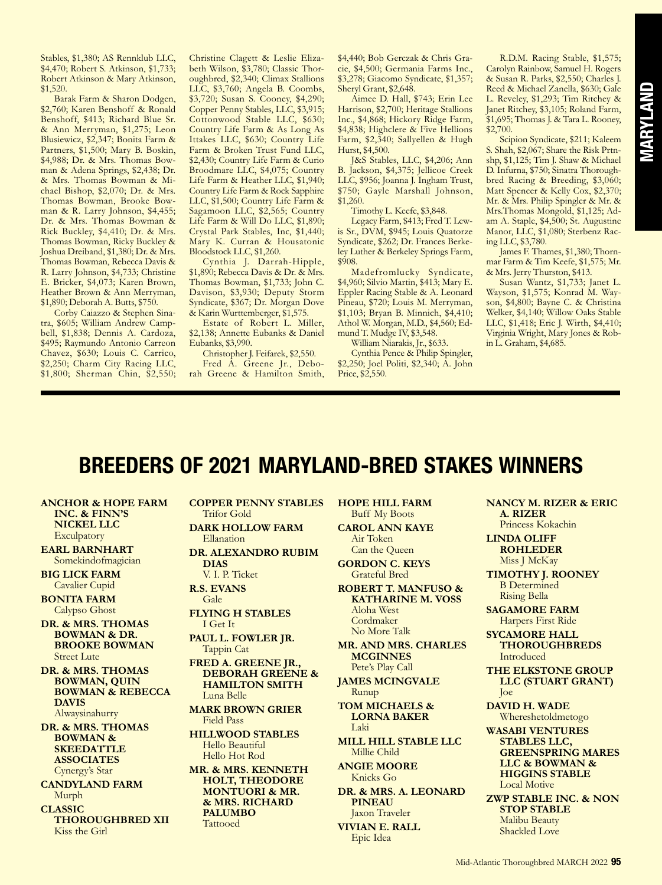Stables, $1,380; AS Rennklub LLC, $4,470; Robert S. Atkinson, $1,733; Robert Atkinson & Mary Atkinson, $1,520.

Barak Farm & Sharon Dodgen, $2,760; Karen Benshoff & Ronald Benshoff, $413; Richard Blue Sr. & Ann Merryman, $1,275; Leon Blusiewicz, $2,347; Bonita Farm & Partners, $1,500; Mary B. Boskin, $4,988; Dr. & Mrs. Thomas Bowman & Adena Springs, $2,438; Dr. & Mrs. Thomas Bowman & Michael Bishop, $2,070; Dr. & Mrs. Thomas Bowman, Brooke Bowman & R. Larry Johnson, $4,455; Dr. & Mrs. Thomas Bowman & Rick Buckley, $4,410; Dr. & Mrs. Thomas Bowman, Ricky Buckley & Joshua Dreiband, $1,380; Dr. & Mrs. Thomas Bowman, Rebecca Davis & R. Larry Johnson, $4,733; Christine E. Bricker, $4,073; Karen Brown, Heather Brown & Ann Merryman, $1,890; Deborah A. Butts, $750.

Corby Caiazzo & Stephen Sinatra, $605; William Andrew Campbell, $1,838; Dennis A. Cardoza, $495; Raymundo Antonio Carreon Chavez, $630; Louis C. Carrico, $2,250; Charm City Racing LLC, $1,800; Sherman Chin, $2,550; Christine Clagett & Leslie Elizabeth Wilson, $3,780; Classic Thoroughbred, $2,340; Climax Stallions LLC, $3,760; Angela B. Coombs, $3,720; Susan S. Cooney, $4,290; Copper Penny Stables, LLC, $3,915; Cottonwood Stable LLC, $630; Country Life Farm & As Long As Ittakes LLC, $630; Country Life Farm & Broken Trust Fund LLC, $2,430; Country Life Farm & Curio Broodmare LLC, $4,075; Country Life Farm & Heather LLC, $1,940; Country Life Farm & Rock Sapphire LLC, $1,500; Country Life Farm & Sagamoon LLC, $2,565; Country Life Farm & Will Do LLC, $1,890; Crystal Park Stables, Inc, $1,440; Mary K. Curran & Housatonic Bloodstock LLC, $1,260.

Cynthia J. Darrah-Hipple, $1,890; Rebecca Davis & Dr. & Mrs. Thomas Bowman, $1,733; John C. Davison, $3,930; Deputy Storm Syndicate, $367; Dr. Morgan Dove & Karin Wurttemberger, $1,575.

Estate of Robert L. Miller, $2,138; Annette Eubanks & Daniel Eubanks, $3,990.

Christopher J. Feifarek, $2,550.

Fred A. Greene Jr., Deborah Greene & Hamilton Smith, $4,440; Bob Gerczak & Chris Gracie, $4,500; Germania Farms Inc., $3,278; Giacomo Syndicate, $1,357; Sheryl Grant, $2,648.

Aimee D. Hall, $743; Erin Lee Harrison, $2,700; Heritage Stallions Inc., $4,868; Hickory Ridge Farm, $4,838; Highclere & Five Hellions Farm, $2,340; Sallyellen & Hugh Hurst, $4,500.

J&S Stables, LLC, $4,206; Ann B. Jackson, $4,375; Jellicoe Creek LLC, $956; Joanna J. Ingham Trust, $750; Gayle Marshall Johnson, $1,260.

Timothy L. Keefe, $3,848.

Legacy Farm, $413; Fred T. Lewis Sr., DVM, $945; Louis Quatorze Syndicate, $262; Dr. Frances Berkeley Luther & Berkeley Springs Farm, $908.

Madefromlucky Syndicate, $4,960; Silvio Martin, $413; Mary E. Eppler Racing Stable & A. Leonard Pineau, $720; Louis M. Merryman, $1,103; Bryan B. Minnich, $4,410; Athol W. Morgan, M.D., $4,560; Edmund T. Mudge IV, $3,548.

William Niarakis, Jr., $633.

Cynthia Pence & Philip Spingler, $2,250; Joel Politi, $2,340; A. John Price, $2,550.

R.D.M. Racing Stable, $1,575; Carolyn Rainbow, Samuel H. Rogers & Susan R. Parks, $2,550; Charles J. Reed & Michael Zanella, $630; Gale L. Reveley, $1,293; Tim Ritchey & Janet Ritchey, $3,105; Roland Farm, $1,695; Thomas J. & Tara L. Rooney, $2,700.

Scipion Syndicate, $211; Kaleem S. Shah, $2,067; Share the Risk Prtnshp, $1,125; Tim J. Shaw & Michael D. Infurna, $750; Sinatra Thoroughbred Racing & Breeding, $3,060; Matt Spencer & Kelly Cox, $2,370; Mr. & Mrs. Philip Spingler & Mr. & Mrs.Thomas Mongold, $1,125; Adam A. Staple, $4,500; St. Augustine Manor, LLC, $1,080; Sterbenz Racing LLC, $3,780.

James F. Thames, $1,380; Thornmar Farm & Tim Keefe, $1,575; Mr. & Mrs. Jerry Thurston, $413.

Susan Wantz, $1,733; Janet L. Wayson, $1,575; Konrad M. Wayson, $4,800; Bayne C. & Christina Welker, $4,140; Willow Oaks Stable LLC, $1,418; Eric J. Wirth, $4,410; Virginia Wright, Mary Jones & Robin L. Graham, $4,685.

# BREEDERS OF 2021 MARYLAND-BRED STAKES WINNERS

**ANCHOR & HOPE FARM INC. & FINN'S NICKEL LLC**
Exculpatory

**EARL BARNHART**
Somekindofmagician

**BIG LICK FARM**
Cavalier Cupid

**BONITA FARM**
Calypso Ghost

**DR. & MRS. THOMAS BOWMAN & DR. BROOKE BOWMAN**
Street Lute

**DR. & MRS. THOMAS BOWMAN, QUIN BOWMAN & REBECCA DAVIS**
Alwaysinahurry

**DR. & MRS. THOMAS BOWMAN & SKEEDATTLE ASSOCIATES**
Cynergy's Star

**CANDYLAND FARM**
Murph

**CLASSIC THOROUGHBRED XII**
Kiss the Girl

**COPPER PENNY STABLES**
Trifor Gold

**DARK HOLLOW FARM**
Ellanation

**DR. ALEXANDRO RUBIM DIAS**
V. I. P. Ticket

**R.S. EVANS**
Gale

**FLYING H STABLES**
I Get It

**PAUL L. FOWLER JR.**
Tappin Cat

**FRED A. GREENE JR., DEBORAH GREENE & HAMILTON SMITH**
Luna Belle

**MARK BROWN GRIER**
Field Pass

**HILLWOOD STABLES**
Hello Beautiful
Hello Hot Rod

**MR. & MRS. KENNETH HOLT, THEODORE MONTUORI & MR. & MRS. RICHARD PALUMBO**
Tattooed

**HOPE HILL FARM**
Buff My Boots

**CAROL ANN KAYE**
Air Token
Can the Queen

**GORDON C. KEYS**
Grateful Bred

**ROBERT T. MANFUSO & KATHARINE M. VOSS**
Aloha West
Cordmaker
No More Talk

**MR. AND MRS. CHARLES MCGINNES**
Pete's Play Call

**JAMES MCINGVALE**
Runup

**TOM MICHAELS & LORNA BAKER**
Laki

**MILL HILL STABLE LLC**
Millie Child

**ANGIE MOORE**
Knicks Go

**DR. & MRS. A. LEONARD PINEAU**
Jaxon Traveler

**VIVIAN E. RALL**
Epic Idea

**NANCY M. RIZER & ERIC A. RIZER**
Princess Kokachin

**LINDA OLIFF ROHLEDER**
Miss J McKay

**TIMOTHY J. ROONEY**
B Determined
Rising Bella

**SAGAMORE FARM**
Harpers First Ride

**SYCAMORE HALL THOROUGHBREDS**
Introduced

**THE ELKSTONE GROUP LLC (STUART GRANT)**
Joe

**DAVID H. WADE**
Whereshetoldmetogo

**WASABI VENTURES STABLES LLC, GREENSPRING MARES LLC & BOWMAN & HIGGINS STABLE**
Local Motive

**ZWP STABLE INC. & NON STOP STABLE**
Malibu Beauty
Shackled Love